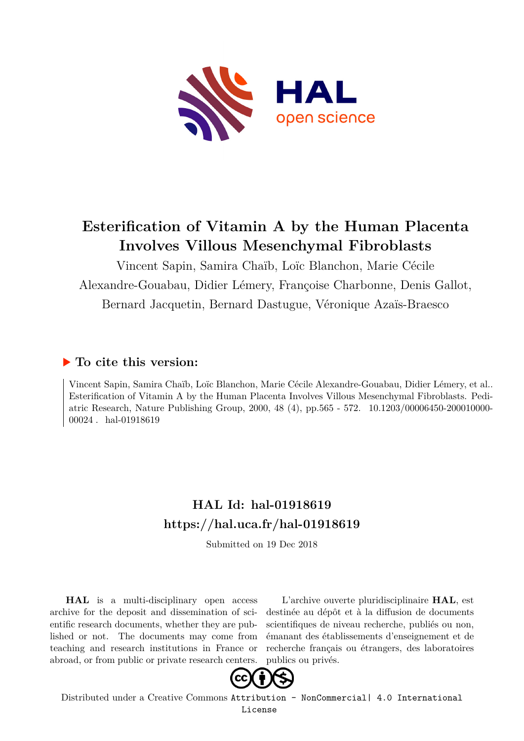# Esterification of Vitamin A by the Human Placenta Involves Villous Mesenchymal Fibroblasts

Vincent Sapin, Samira Chaïb, Loïc Blanchon, Marie Cécile Alexandre-Gouabau, Didier Lémery, Françoise Charbonne, Denis Gallot, Bernard Jacquetin, Bernard Dastugue, Véronique Azaïs-Braesco

## ▶ To cite this version:

Vincent Sapin, Samira Chaïb, Loïc Blanchon, Marie Cécile Alexandre-Gouabau, Didier Lémery, et al.. Esterification of Vitamin A by the Human Placenta Involves Villous Mesenchymal Fibroblasts. Pediatric Research, Nature Publishing Group, 2000, 48 (4), pp.565 - 572. 10.1203/00006450-200010000-00024 . hal-01918619

## HAL Id: hal-01918619
## https://hal.uca.fr/hal-01918619

Submitted on 19 Dec 2018

**HAL** is a multi-disciplinary open access archive for the deposit and dissemination of scientific research documents, whether they are published or not. The documents may come from teaching and research institutions in France or abroad, or from public or private research centers.

L'archive ouverte pluridisciplinaire **HAL**, est destinée au dépôt et à la diffusion de documents scientifiques de niveau recherche, publiés ou non, émanant des établissements d'enseignement et de recherche français ou étrangers, des laboratoires publics ou privés.

Distributed under a Creative Commons Attribution - NonCommercial| 4.0 International License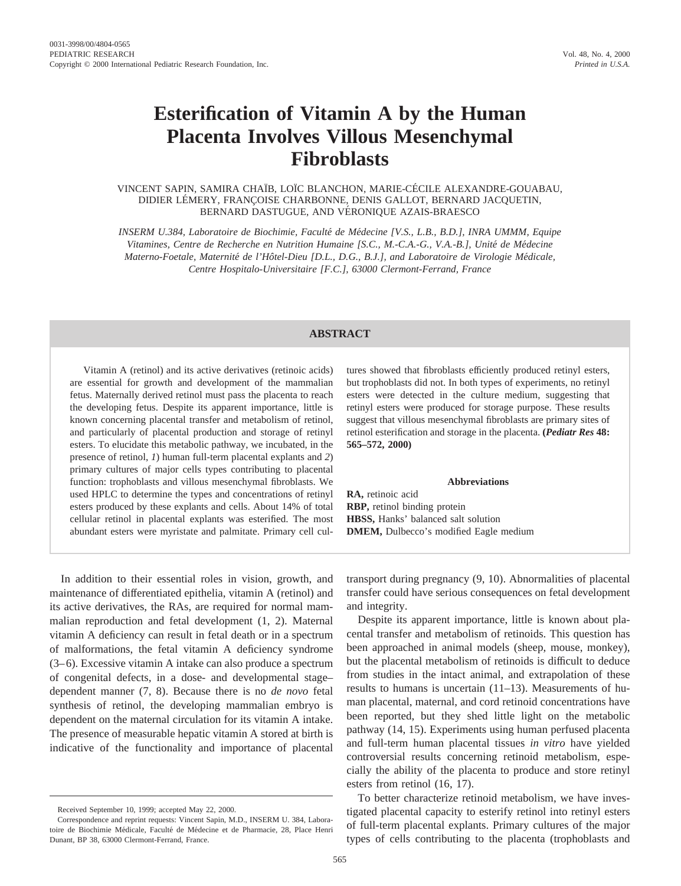# Esterification of Vitamin A by the Human Placenta Involves Villous Mesenchymal Fibroblasts

VINCENT SAPIN, SAMIRA CHAÏB, LOÏC BLANCHON, MARIE-CÉCILE ALEXANDRE-GOUABAU, DIDIER LÉMERY, FRANÇOISE CHARBONNE, DENIS GALLOT, BERNARD JACQUETIN, BERNARD DASTUGUE, AND VÉRONIQUE AZAIS-BRAESCO

*INSERM U.384, Laboratoire de Biochimie, Faculté de Médecine [V.S., L.B., B.D.], INRA UMMM, Equipe Vitamines, Centre de Recherche en Nutrition Humaine [S.C., M.-C.A.-G., V.A.-B.], Unité de Médecine Materno-Foetale, Maternité de l'Hôtel-Dieu [D.L., D.G., B.J.], and Laboratoire de Virologie Médicale, Centre Hospitalo-Universitaire [F.C.], 63000 Clermont-Ferrand, France*

## ABSTRACT

Vitamin A (retinol) and its active derivatives (retinoic acids) are essential for growth and development of the mammalian fetus. Maternally derived retinol must pass the placenta to reach the developing fetus. Despite its apparent importance, little is known concerning placental transfer and metabolism of retinol, and particularly of placental production and storage of retinyl esters. To elucidate this metabolic pathway, we incubated, in the presence of retinol, *1*) human full-term placental explants and *2*) primary cultures of major cells types contributing to placental function: trophoblasts and villous mesenchymal fibroblasts. We used HPLC to determine the types and concentrations of retinyl esters produced by these explants and cells. About 14% of total cellular retinol in placental explants was esterified. The most abundant esters were myristate and palmitate. Primary cell cultures showed that fibroblasts efficiently produced retinyl esters, but trophoblasts did not. In both types of experiments, no retinyl esters were detected in the culture medium, suggesting that retinyl esters were produced for storage purpose. These results suggest that villous mesenchymal fibroblasts are primary sites of retinol esterification and storage in the placenta. **(*Pediatr Res* 48: 565–572, 2000)**

**Abbreviations**

**RA,** retinoic acid
**RBP,** retinol binding protein
**HBSS,** Hanks' balanced salt solution
**DMEM,** Dulbecco's modified Eagle medium

In addition to their essential roles in vision, growth, and maintenance of differentiated epithelia, vitamin A (retinol) and its active derivatives, the RAs, are required for normal mammalian reproduction and fetal development (1, 2). Maternal vitamin A deficiency can result in fetal death or in a spectrum of malformations, the fetal vitamin A deficiency syndrome (3–6). Excessive vitamin A intake can also produce a spectrum of congenital defects, in a dose- and developmental stage–dependent manner (7, 8). Because there is no *de novo* fetal synthesis of retinol, the developing mammalian embryo is dependent on the maternal circulation for its vitamin A intake. The presence of measurable hepatic vitamin A stored at birth is indicative of the functionality and importance of placental transport during pregnancy (9, 10). Abnormalities of placental transfer could have serious consequences on fetal development and integrity.

Despite its apparent importance, little is known about placental transfer and metabolism of retinoids. This question has been approached in animal models (sheep, mouse, monkey), but the placental metabolism of retinoids is difficult to deduce from studies in the intact animal, and extrapolation of these results to humans is uncertain (11–13). Measurements of human placental, maternal, and cord retinoid concentrations have been reported, but they shed little light on the metabolic pathway (14, 15). Experiments using human perfused placenta and full-term human placental tissues *in vitro* have yielded controversial results concerning retinoid metabolism, especially the ability of the placenta to produce and store retinyl esters from retinol (16, 17).

To better characterize retinoid metabolism, we have investigated placental capacity to esterify retinol into retinyl esters of full-term placental explants. Primary cultures of the major types of cells contributing to the placenta (trophoblasts and

Received September 10, 1999; accepted May 22, 2000.

Correspondence and reprint requests: Vincent Sapin, M.D., INSERM U. 384, Laboratoire de Biochimie Médicale, Faculté de Médecine et de Pharmacie, 28, Place Henri Dunant, BP 38, 63000 Clermont-Ferrand, France.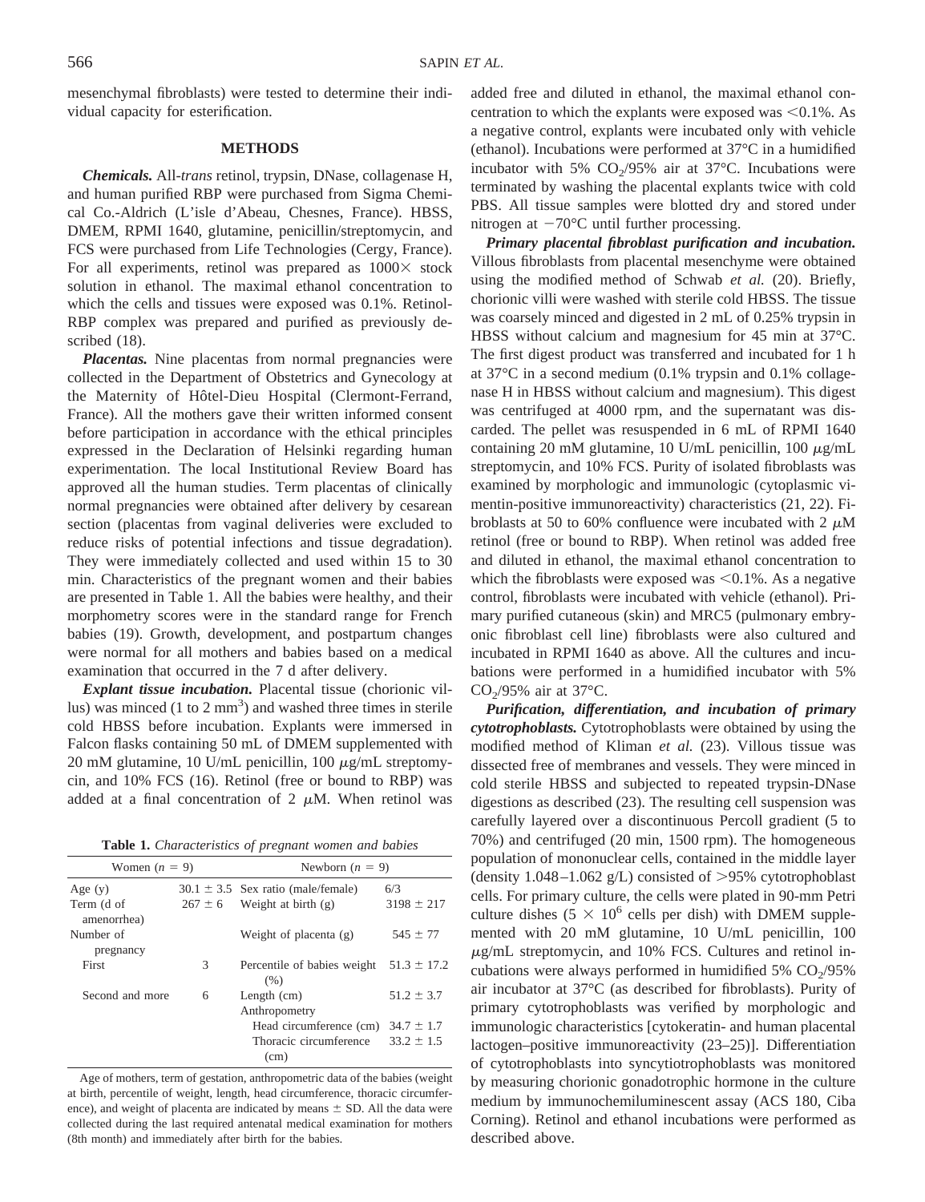mesenchymal fibroblasts) were tested to determine their individual capacity for esterification.

## METHODS

***Chemicals.*** All-*trans* retinol, trypsin, DNase, collagenase H, and human purified RBP were purchased from Sigma Chemical Co.-Aldrich (L'isle d'Abeau, Chesnes, France). HBSS, DMEM, RPMI 1640, glutamine, penicillin/streptomycin, and FCS were purchased from Life Technologies (Cergy, France). For all experiments, retinol was prepared as 1000× stock solution in ethanol. The maximal ethanol concentration to which the cells and tissues were exposed was 0.1%. Retinol-RBP complex was prepared and purified as previously described (18).

***Placentas.*** Nine placentas from normal pregnancies were collected in the Department of Obstetrics and Gynecology at the Maternity of Hôtel-Dieu Hospital (Clermont-Ferrand, France). All the mothers gave their written informed consent before participation in accordance with the ethical principles expressed in the Declaration of Helsinki regarding human experimentation. The local Institutional Review Board has approved all the human studies. Term placentas of clinically normal pregnancies were obtained after delivery by cesarean section (placentas from vaginal deliveries were excluded to reduce risks of potential infections and tissue degradation). They were immediately collected and used within 15 to 30 min. Characteristics of the pregnant women and their babies are presented in Table 1. All the babies were healthy, and their morphometry scores were in the standard range for French babies (19). Growth, development, and postpartum changes were normal for all mothers and babies based on a medical examination that occurred in the 7 d after delivery.

***Explant tissue incubation.*** Placental tissue (chorionic villus) was minced (1 to 2 $mm^3$) and washed three times in sterile cold HBSS before incubation. Explants were immersed in Falcon flasks containing 50 mL of DMEM supplemented with 20 mM glutamine, 10 U/mL penicillin, 100 μg/mL streptomycin, and 10% FCS (16). Retinol (free or bound to RBP) was added at a final concentration of 2 μM. When retinol was added free and diluted in ethanol, the maximal ethanol concentration to which the explants were exposed was <0.1%. As a negative control, explants were incubated only with vehicle (ethanol). Incubations were performed at 37°C in a humidified incubator with 5% $CO_2$/95% air at 37°C. Incubations were terminated by washing the placental explants twice with cold PBS. All tissue samples were blotted dry and stored under nitrogen at −70°C until further processing.

**Table 1.** *Characteristics of pregnant women and babies*

| Women ($n = 9$) | | Newborn ($n = 9$) | |
|---|---|---|---|
| Age (y) | 30.1 ± 3.5 | Sex ratio (male/female) | 6/3 |
| Term (d of amenorrhea) | 267 ± 6 | Weight at birth (g) | 3198 ± 217 |
| Number of pregnancy | | Weight of placenta (g) | 545 ± 77 |
| First | 3 | Percentile of babies weight (%) | 51.3 ± 17.2 |
| Second and more | 6 | Length (cm) | 51.2 ± 3.7 |
| | | Anthropometry | |
| | | Head circumference (cm) | 34.7 ± 1.7 |
| | | Thoracic circumference (cm) | 33.2 ± 1.5 |

Age of mothers, term of gestation, anthropometric data of the babies (weight at birth, percentile of weight, length, head circumference, thoracic circumference), and weight of placenta are indicated by means ± SD. All the data were collected during the last required antenatal medical examination for mothers (8th month) and immediately after birth for the babies.

***Primary placental fibroblast purification and incubation.*** Villous fibroblasts from placental mesenchyme were obtained using the modified method of Schwab *et al.* (20). Briefly, chorionic villi were washed with sterile cold HBSS. The tissue was coarsely minced and digested in 2 mL of 0.25% trypsin in HBSS without calcium and magnesium for 45 min at 37°C. The first digest product was transferred and incubated for 1 h at 37°C in a second medium (0.1% trypsin and 0.1% collagenase H in HBSS without calcium and magnesium). This digest was centrifuged at 4000 rpm, and the supernatant was discarded. The pellet was resuspended in 6 mL of RPMI 1640 containing 20 mM glutamine, 10 U/mL penicillin, 100 μg/mL streptomycin, and 10% FCS. Purity of isolated fibroblasts was examined by morphologic and immunologic (cytoplasmic vimentin-positive immunoreactivity) characteristics (21, 22). Fibroblasts at 50 to 60% confluence were incubated with 2 μM retinol (free or bound to RBP). When retinol was added free and diluted in ethanol, the maximal ethanol concentration to which the fibroblasts were exposed was <0.1%. As a negative control, fibroblasts were incubated with vehicle (ethanol). Primary purified cutaneous (skin) and MRC5 (pulmonary embryonic fibroblast cell line) fibroblasts were also cultured and incubated in RPMI 1640 as above. All the cultures and incubations were performed in a humidified incubator with 5% $CO_2$/95% air at 37°C.

***Purification, differentiation, and incubation of primary cytotrophoblasts.*** Cytotrophoblasts were obtained by using the modified method of Kliman *et al.* (23). Villous tissue was dissected free of membranes and vessels. They were minced in cold sterile HBSS and subjected to repeated trypsin-DNase digestions as described (23). The resulting cell suspension was carefully layered over a discontinuous Percoll gradient (5 to 70%) and centrifuged (20 min, 1500 rpm). The homogeneous population of mononuclear cells, contained in the middle layer (density 1.048–1.062 g/L) consisted of >95% cytotrophoblast cells. For primary culture, the cells were plated in 90-mm Petri culture dishes ($5 \times 10^6$ cells per dish) with DMEM supplemented with 20 mM glutamine, 10 U/mL penicillin, 100 μg/mL streptomycin, and 10% FCS. Cultures and retinol incubations were always performed in humidified 5% $CO_2$/95% air incubator at 37°C (as described for fibroblasts). Purity of primary cytotrophoblasts was verified by morphologic and immunologic characteristics [cytokeratin- and human placental lactogen–positive immunoreactivity (23–25)]. Differentiation of cytotrophoblasts into syncytiotrophoblasts was monitored by measuring chorionic gonadotrophic hormone in the culture medium by immunochemiluminescent assay (ACS 180, Ciba Corning). Retinol and ethanol incubations were performed as described above.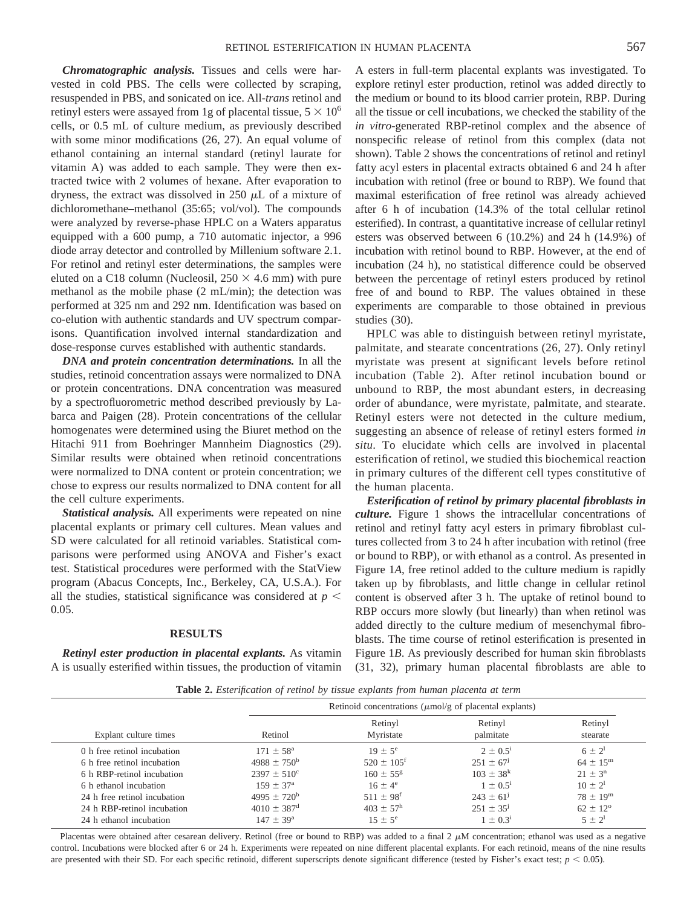***Chromatographic analysis.*** Tissues and cells were harvested in cold PBS. The cells were collected by scraping, resuspended in PBS, and sonicated on ice. All-*trans* retinol and retinyl esters were assayed from 1g of placental tissue, $5 \times 10^6$ cells, or 0.5 mL of culture medium, as previously described with some minor modifications (26, 27). An equal volume of ethanol containing an internal standard (retinyl laurate for vitamin A) was added to each sample. They were then extracted twice with 2 volumes of hexane. After evaporation to dryness, the extract was dissolved in 250 $\mu$L of a mixture of dichloromethane–methanol (35:65; vol/vol). The compounds were analyzed by reverse-phase HPLC on a Waters apparatus equipped with a 600 pump, a 710 automatic injector, a 996 diode array detector and controlled by Millenium software 2.1. For retinol and retinyl ester determinations, the samples were eluted on a C18 column (Nucleosil, $250 \times 4.6$ mm) with pure methanol as the mobile phase (2 mL/min); the detection was performed at 325 nm and 292 nm. Identification was based on co-elution with authentic standards and UV spectrum comparisons. Quantification involved internal standardization and dose-response curves established with authentic standards.

***DNA and protein concentration determinations.*** In all the studies, retinoid concentration assays were normalized to DNA or protein concentrations. DNA concentration was measured by a spectrofluorometric method described previously by Labarca and Paigen (28). Protein concentrations of the cellular homogenates were determined using the Biuret method on the Hitachi 911 from Boehringer Mannheim Diagnostics (29). Similar results were obtained when retinoid concentrations were normalized to DNA content or protein concentration; we chose to express our results normalized to DNA content for all the cell culture experiments.

***Statistical analysis.*** All experiments were repeated on nine placental explants or primary cell cultures. Mean values and SD were calculated for all retinoid variables. Statistical comparisons were performed using ANOVA and Fisher's exact test. Statistical procedures were performed with the StatView program (Abacus Concepts, Inc., Berkeley, CA, U.S.A.). For all the studies, statistical significance was considered at $p < 0.05$.

## RESULTS

***Retinyl ester production in placental explants.*** As vitamin A is usually esterified within tissues, the production of vitamin A esters in full-term placental explants was investigated. To explore retinyl ester production, retinol was added directly to the medium or bound to its blood carrier protein, RBP. During all the tissue or cell incubations, we checked the stability of the *in vitro*-generated RBP-retinol complex and the absence of nonspecific release of retinol from this complex (data not shown). Table 2 shows the concentrations of retinol and retinyl fatty acyl esters in placental extracts obtained 6 and 24 h after incubation with retinol (free or bound to RBP). We found that maximal esterification of free retinol was already achieved after 6 h of incubation (14.3% of the total cellular retinol esterified). In contrast, a quantitative increase of cellular retinyl esters was observed between 6 (10.2%) and 24 h (14.9%) of incubation with retinol bound to RBP. However, at the end of incubation (24 h), no statistical difference could be observed between the percentage of retinyl esters produced by retinol free of and bound to RBP. The values obtained in these experiments are comparable to those obtained in previous studies (30).

HPLC was able to distinguish between retinyl myristate, palmitate, and stearate concentrations (26, 27). Only retinyl myristate was present at significant levels before retinol incubation (Table 2). After retinol incubation bound or unbound to RBP, the most abundant esters, in decreasing order of abundance, were myristate, palmitate, and stearate. Retinyl esters were not detected in the culture medium, suggesting an absence of release of retinyl esters formed *in situ*. To elucidate which cells are involved in placental esterification of retinol, we studied this biochemical reaction in primary cultures of the different cell types constitutive of the human placenta.

***Esterification of retinol by primary placental fibroblasts in culture.*** Figure 1 shows the intracellular concentrations of retinol and retinyl fatty acyl esters in primary fibroblast cultures collected from 3 to 24 h after incubation with retinol (free or bound to RBP), or with ethanol as a control. As presented in Figure 1*A*, free retinol added to the culture medium is rapidly taken up by fibroblasts, and little change in cellular retinol content is observed after 3 h. The uptake of retinol bound to RBP occurs more slowly (but linearly) than when retinol was added directly to the culture medium of mesenchymal fibroblasts. The time course of retinol esterification is presented in Figure 1*B*. As previously described for human skin fibroblasts (31, 32), primary human placental fibroblasts are able to

**Table 2.** *Esterification of retinol by tissue explants from human placenta at term*

| | Retinoid concentrations ($\mu$mol/g of placental explants) | | | |
|---|---|---|---|---|
| Explant culture times | Retinol | Retinyl Myristate | Retinyl palmitate | Retinyl stearate |
| 0 h free retinol incubation | $171 \pm 58^{a}$ | $19 \pm 5^{e}$ | $2 \pm 0.5^{i}$ | $6 \pm 2^{l}$ |
| 6 h free retinol incubation | $4988 \pm 750^{b}$ | $520 \pm 105^{f}$ | $251 \pm 67^{j}$ | $64 \pm 15^{m}$ |
| 6 h RBP-retinol incubation | $2397 \pm 510^{c}$ | $160 \pm 55^{g}$ | $103 \pm 38^{k}$ | $21 \pm 3^{n}$ |
| 6 h ethanol incubation | $159 \pm 37^{a}$ | $16 \pm 4^{e}$ | $1 \pm 0.5^{i}$ | $10 \pm 2^{l}$ |
| 24 h free retinol incubation | $4995 \pm 720^{b}$ | $511 \pm 98^{f}$ | $243 \pm 61^{j}$ | $78 \pm 19^{m}$ |
| 24 h RBP-retinol incubation | $4010 \pm 387^{d}$ | $403 \pm 57^{h}$ | $251 \pm 35^{j}$ | $62 \pm 12^{o}$ |
| 24 h ethanol incubation | $147 \pm 39^{a}$ | $15 \pm 5^{e}$ | $1 \pm 0.3^{i}$ | $5 \pm 2^{l}$ |

Placentas were obtained after cesarean delivery. Retinol (free or bound to RBP) was added to a final 2 $\mu$M concentration; ethanol was used as a negative control. Incubations were blocked after 6 or 24 h. Experiments were repeated on nine different placental explants. For each retinoid, means of the nine results are presented with their SD. For each specific retinoid, different superscripts denote significant difference (tested by Fisher's exact test; $p < 0.05$).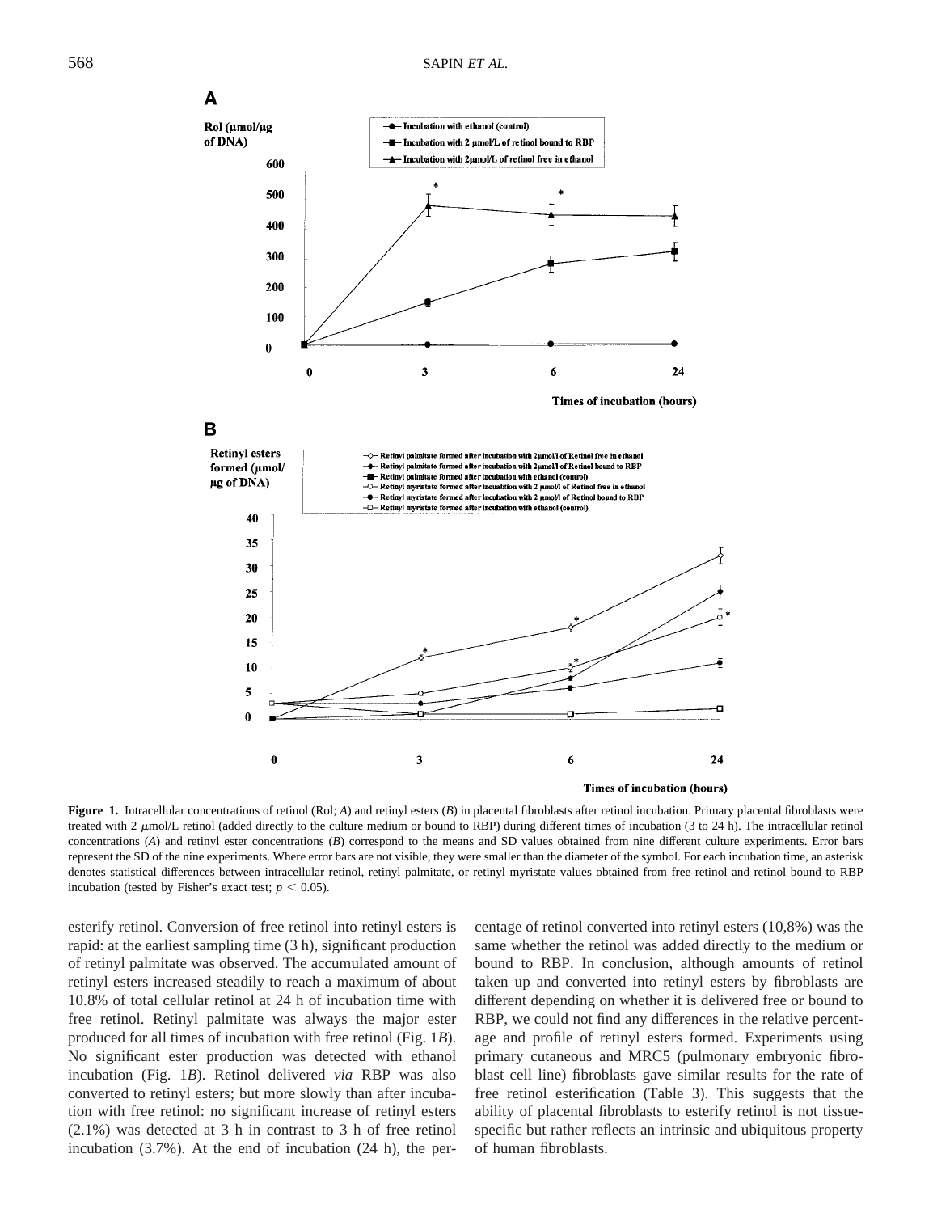**Figure 1.** Intracellular concentrations of retinol (Rol; *A*) and retinyl esters (*B*) in placental fibroblasts after retinol incubation. Primary placental fibroblasts were treated with 2 μmol/L retinol (added directly to the culture medium or bound to RBP) during different times of incubation (3 to 24 h). The intracellular retinol concentrations (*A*) and retinyl ester concentrations (*B*) correspond to the means and SD values obtained from nine different culture experiments. Error bars represent the SD of the nine experiments. Where error bars are not visible, they were smaller than the diameter of the symbol. For each incubation time, an asterisk denotes statistical differences between intracellular retinol, retinyl palmitate, or retinyl myristate values obtained from free retinol and retinol bound to RBP incubation (tested by Fisher's exact test; $p < 0.05$).

esterify retinol. Conversion of free retinol into retinyl esters is rapid: at the earliest sampling time (3 h), significant production of retinyl palmitate was observed. The accumulated amount of retinyl esters increased steadily to reach a maximum of about 10.8% of total cellular retinol at 24 h of incubation time with free retinol. Retinyl palmitate was always the major ester produced for all times of incubation with free retinol (Fig. 1*B*). No significant ester production was detected with ethanol incubation (Fig. 1*B*). Retinol delivered *via* RBP was also converted to retinyl esters; but more slowly than after incubation with free retinol: no significant increase of retinyl esters (2.1%) was detected at 3 h in contrast to 3 h of free retinol incubation (3.7%). At the end of incubation (24 h), the percentage of retinol converted into retinyl esters (10,8%) was the same whether the retinol was added directly to the medium or bound to RBP. In conclusion, although amounts of retinol taken up and converted into retinyl esters by fibroblasts are different depending on whether it is delivered free or bound to RBP, we could not find any differences in the relative percentage and profile of retinyl esters formed. Experiments using primary cutaneous and MRC5 (pulmonary embryonic fibroblast cell line) fibroblasts gave similar results for the rate of free retinol esterification (Table 3). This suggests that the ability of placental fibroblasts to esterify retinol is not tissue-specific but rather reflects an intrinsic and ubiquitous property of human fibroblasts.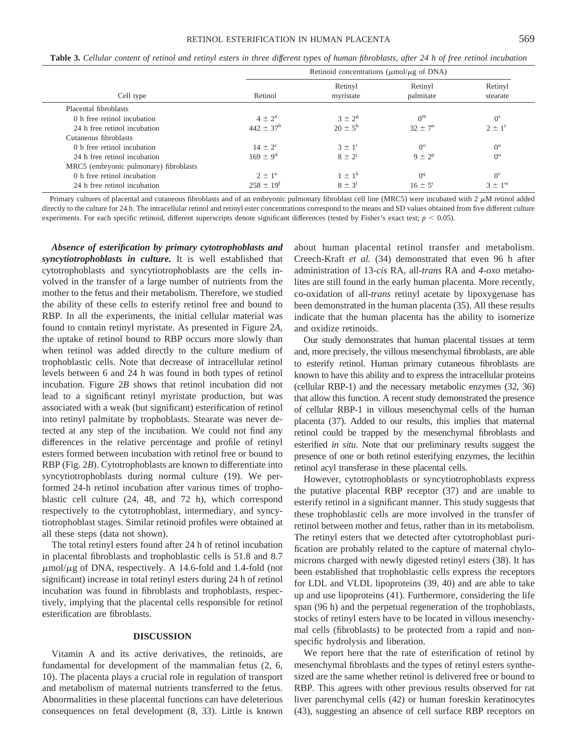**Table 3.** *Cellular content of retinol and retinyl esters in three different types of human fibroblasts, after 24 h of free retinol incubation*

| Cell type | Retinoid concentrations ($\mu$mol/$\mu$g of DNA) | | | |
|---|---|---|---|---|
| | Retinol | Retinyl myristate | Retinyl palmitate | Retinyl stearate |
| Placental fibroblasts | | | | |
| 0 h free retinol incubation | $4 \pm 2^{a}$ | $3 \pm 2^{g}$ | $0^{m}$ | $0^{s}$ |
| 24 h free retinol incubation | $442 \pm 37^{b}$ | $20 \pm 5^{h}$ | $32 \pm 7^{n}$ | $2 \pm 1^{t}$ |
| Cutaneous fibroblasts | | | | |
| 0 h free retinol incubation | $14 \pm 2^{c}$ | $3 \pm 1^{i}$ | $0^{o}$ | $0^{u}$ |
| 24 h free retinol incubation | $169 \pm 9^{d}$ | $8 \pm 2^{j}$ | $9 \pm 2^{p}$ | $0^{u}$ |
| MRC5 (embryonic pulmonary) fibroblasts | | | | |
| 0 h free retinol incubation | $2 \pm 1^{e}$ | $1 \pm 1^{k}$ | $0^{q}$ | $0^{v}$ |
| 24 h free retinol incubation | $258 \pm 19^{f}$ | $8 \pm 3^{l}$ | $16 \pm 5^{r}$ | $3 \pm 1^{w}$ |

Primary cultures of placental and cutaneous fibroblasts and of an embryonic pulmonary fibroblast cell line (MRC5) were incubated with 2 $\mu$M retinol added directly to the culture for 24 h. The intracellular retinol and retinyl ester concentrations correspond to the means and SD values obtained from five different culture experiments. For each specific retinoid, different superscripts denote significant differences (tested by Fisher's exact test; $p < 0.05$).

***Absence of esterification by primary cytotrophoblasts and syncytiotrophoblasts in culture.*** It is well established that cytotrophoblasts and syncytiotrophoblasts are the cells involved in the transfer of a large number of nutrients from the mother to the fetus and their metabolism. Therefore, we studied the ability of these cells to esterify retinol free and bound to RBP. In all the experiments, the initial cellular material was found to contain retinyl myristate. As presented in Figure 2*A*, the uptake of retinol bound to RBP occurs more slowly than when retinol was added directly to the culture medium of trophoblastic cells. Note that decrease of intracellular retinol levels between 6 and 24 h was found in both types of retinol incubation. Figure 2*B* shows that retinol incubation did not lead to a significant retinyl myristate production, but was associated with a weak (but significant) esterification of retinol into retinyl palmitate by trophoblasts. Stearate was never detected at any step of the incubation. We could not find any differences in the relative percentage and profile of retinyl esters formed between incubation with retinol free or bound to RBP (Fig. 2*B*). Cytotrophoblasts are known to differentiate into syncytiotrophoblasts during normal culture (19). We performed 24-h retinol incubation after various times of trophoblastic cell culture (24, 48, and 72 h), which correspond respectively to the cytotrophoblast, intermediary, and syncytiotrophoblast stages. Similar retinoid profiles were obtained at all these steps (data not shown).

The total retinyl esters found after 24 h of retinol incubation in placental fibroblasts and trophoblastic cells is 51.8 and 8.7 $\mu$mol/$\mu$g of DNA, respectively. A 14.6-fold and 1.4-fold (not significant) increase in total retinyl esters during 24 h of retinol incubation was found in fibroblasts and trophoblasts, respectively, implying that the placental cells responsible for retinol esterification are fibroblasts.

## DISCUSSION

Vitamin A and its active derivatives, the retinoids, are fundamental for development of the mammalian fetus (2, 6, 10). The placenta plays a crucial role in regulation of transport and metabolism of maternal nutrients transferred to the fetus. Abnormalities in these placental functions can have deleterious consequences on fetal development (8, 33). Little is known about human placental retinol transfer and metabolism. Creech-Kraft *et al.* (34) demonstrated that even 96 h after administration of 13-*cis* RA, all-*trans* RA and *4-oxo* metabolites are still found in the early human placenta. More recently, co-oxidation of all-*trans* retinyl acetate by lipoxygenase has been demonstrated in the human placenta (35). All these results indicate that the human placenta has the ability to isomerize and oxidize retinoids.

Our study demonstrates that human placental tissues at term and, more precisely, the villous mesenchymal fibroblasts, are able to esterify retinol. Human primary cutaneous fibroblasts are known to have this ability and to express the intracellular proteins (cellular RBP-1) and the necessary metabolic enzymes (32, 36) that allow this function. A recent study demonstrated the presence of cellular RBP-1 in villous mesenchymal cells of the human placenta (37). Added to our results, this implies that maternal retinol could be trapped by the mesenchymal fibroblasts and esterified *in situ*. Note that our preliminary results suggest the presence of one or both retinol esterifying enzymes, the lecithin retinol acyl transferase in these placental cells.

However, cytotrophoblasts or syncytiotrophoblasts express the putative placental RBP receptor (37) and are unable to esterify retinol in a significant manner. This study suggests that these trophoblastic cells are more involved in the transfer of retinol between mother and fetus, rather than in its metabolism. The retinyl esters that we detected after cytotrophoblast purification are probably related to the capture of maternal chylomicrons charged with newly digested retinyl esters (38). It has been established that trophoblastic cells express the receptors for LDL and VLDL lipoproteins (39, 40) and are able to take up and use lipoproteins (41). Furthermore, considering the life span (96 h) and the perpetual regeneration of the trophoblasts, stocks of retinyl esters have to be located in villous mesenchymal cells (fibroblasts) to be protected from a rapid and nonspecific hydrolysis and liberation.

We report here that the rate of esterification of retinol by mesenchymal fibroblasts and the types of retinyl esters synthesized are the same whether retinol is delivered free or bound to RBP. This agrees with other previous results observed for rat liver parenchymal cells (42) or human foreskin keratinocytes (43), suggesting an absence of cell surface RBP receptors on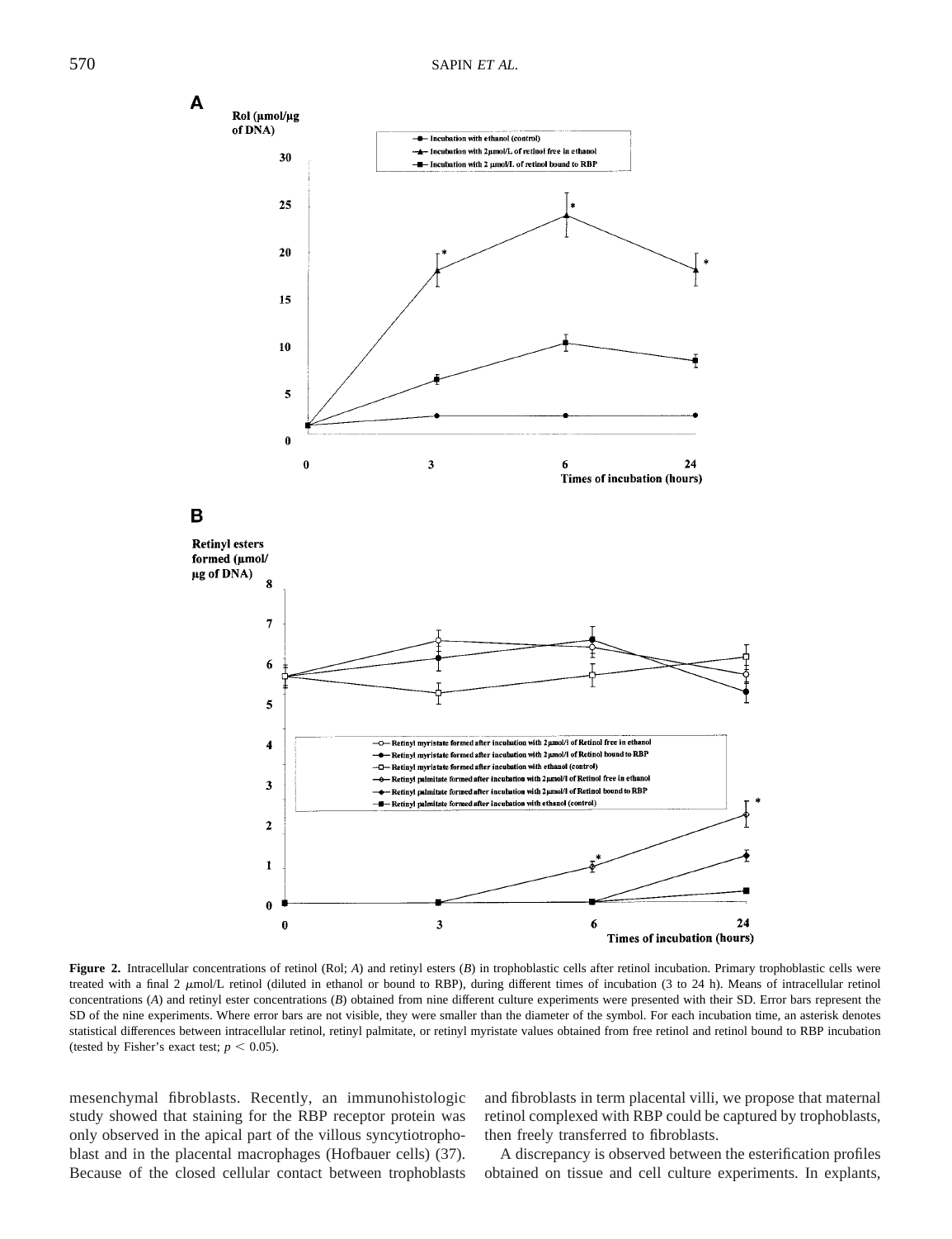**Figure 2.** Intracellular concentrations of retinol (Rol; *A*) and retinyl esters (*B*) in trophoblastic cells after retinol incubation. Primary trophoblastic cells were treated with a final 2 $\mu$mol/L retinol (diluted in ethanol or bound to RBP), during different times of incubation (3 to 24 h). Means of intracellular retinol concentrations (*A*) and retinyl ester concentrations (*B*) obtained from nine different culture experiments were presented with their SD. Error bars represent the SD of the nine experiments. Where error bars are not visible, they were smaller than the diameter of the symbol. For each incubation time, an asterisk denotes statistical differences between intracellular retinol, retinyl palmitate, or retinyl myristate values obtained from free retinol and retinol bound to RBP incubation (tested by Fisher's exact test; $p < 0.05$).

mesenchymal fibroblasts. Recently, an immunohistologic study showed that staining for the RBP receptor protein was only observed in the apical part of the villous syncytiotrophoblast and in the placental macrophages (Hofbauer cells) (37). Because of the closed cellular contact between trophoblasts and fibroblasts in term placental villi, we propose that maternal retinol complexed with RBP could be captured by trophoblasts, then freely transferred to fibroblasts.

A discrepancy is observed between the esterification profiles obtained on tissue and cell culture experiments. In explants,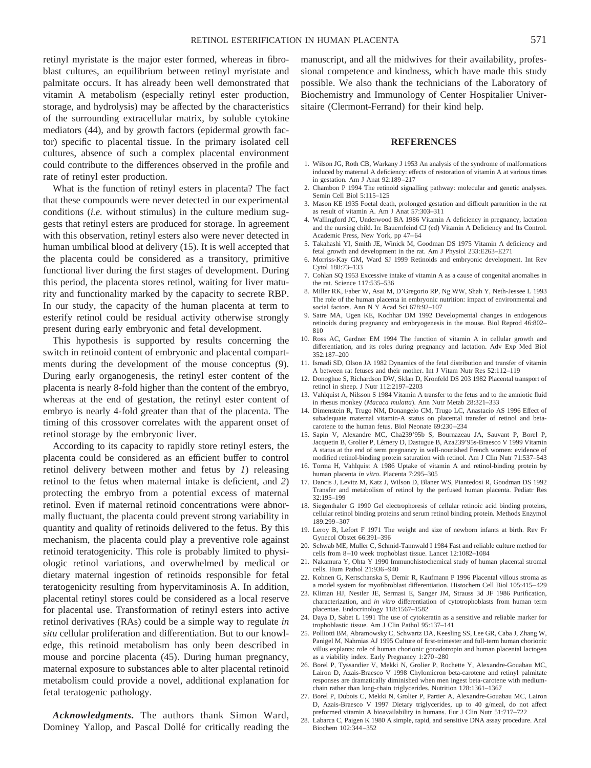retinyl myristate is the major ester formed, whereas in fibroblast cultures, an equilibrium between retinyl myristate and palmitate occurs. It has already been well demonstrated that vitamin A metabolism (especially retinyl ester production, storage, and hydrolysis) may be affected by the characteristics of the surrounding extracellular matrix, by soluble cytokine mediators (44), and by growth factors (epidermal growth factor) specific to placental tissue. In the primary isolated cell cultures, absence of such a complex placental environment could contribute to the differences observed in the profile and rate of retinyl ester production.

What is the function of retinyl esters in placenta? The fact that these compounds were never detected in our experimental conditions (*i.e.* without stimulus) in the culture medium suggests that retinyl esters are produced for storage. In agreement with this observation, retinyl esters also were never detected in human umbilical blood at delivery (15). It is well accepted that the placenta could be considered as a transitory, primitive functional liver during the first stages of development. During this period, the placenta stores retinol, waiting for liver maturity and functionality marked by the capacity to secrete RBP. In our study, the capacity of the human placenta at term to esterify retinol could be residual activity otherwise strongly present during early embryonic and fetal development.

This hypothesis is supported by results concerning the switch in retinoid content of embryonic and placental compartments during the development of the mouse conceptus (9). During early organogenesis, the retinyl ester content of the placenta is nearly 8-fold higher than the content of the embryo, whereas at the end of gestation, the retinyl ester content of embryo is nearly 4-fold greater than that of the placenta. The timing of this crossover correlates with the apparent onset of retinol storage by the embryonic liver.

According to its capacity to rapidly store retinyl esters, the placenta could be considered as an efficient buffer to control retinol delivery between mother and fetus by *1*) releasing retinol to the fetus when maternal intake is deficient, and *2*) protecting the embryo from a potential excess of maternal retinol. Even if maternal retinoid concentrations were abnormally fluctuant, the placenta could prevent strong variability in quantity and quality of retinoids delivered to the fetus. By this mechanism, the placenta could play a preventive role against retinoid teratogenicity. This role is probably limited to physiologic retinol variations, and overwhelmed by medical or dietary maternal ingestion of retinoids responsible for fetal teratogenicity resulting from hypervitaminosis A. In addition, placental retinyl stores could be considered as a local reserve for placental use. Transformation of retinyl esters into active retinol derivatives (RAs) could be a simple way to regulate *in situ* cellular proliferation and differentiation. But to our knowledge, this retinoid metabolism has only been described in mouse and porcine placenta (45). During human pregnancy, maternal exposure to substances able to alter placental retinoid metabolism could provide a novel, additional explanation for fetal teratogenic pathology.

***Acknowledgments.*** The authors thank Simon Ward, Dominey Yallop, and Pascal Dollé for critically reading the manuscript, and all the midwives for their availability, professional competence and kindness, which have made this study possible. We also thank the technicians of the Laboratory of Biochemistry and Immunology of Center Hospitalier Universitaire (Clermont-Ferrand) for their kind help.

## REFERENCES

1. Wilson JG, Roth CB, Warkany J 1953 An analysis of the syndrome of malformations induced by maternal A deficiency: effects of restoration of vitamin A at various times in gestation. Am J Anat 92:189–217
2. Chambon P 1994 The retinoid signalling pathway: molecular and genetic analyses. Semin Cell Biol 5:115–125
3. Mason KE 1935 Foetal death, prolonged gestation and difficult parturition in the rat as result of vitamin A. Am J Anat 57:303–311
4. Wallingford JC, Underwood BA 1986 Vitamin A deficiency in pregnancy, lactation and the nursing child. In: Bauernfeind CJ (ed) Vitamin A Deficiency and Its Control. Academic Press, New York, pp 47–64
5. Takahashi YI, Smith JE, Winick M, Goodman DS 1975 Vitamin A deficiency and fetal growth and development in the rat. Am J Physiol 233:E263–E271
6. Morriss-Kay GM, Ward SJ 1999 Retinoids and embryonic development. Int Rev Cytol 188:73–133
7. Cohlan SQ 1953 Excessive intake of vitamin A as a cause of congenital anomalies in the rat. Science 117:535–536
8. Miller RK, Faber W, Asai M, D'Gregorio RP, Ng WW, Shah Y, Neth-Jessee L 1993 The role of the human placenta in embryonic nutrition: impact of environmental and social factors. Ann N Y Acad Sci 678:92–107
9. Satre MA, Ugen KE, Kochhar DM 1992 Developmental changes in endogenous retinoids during pregnancy and embryogenesis in the mouse. Biol Reprod 46:802–810
10. Ross AC, Gardner EM 1994 The function of vitamin A in cellular growth and differentiation, and its roles during pregnancy and lactation. Adv Exp Med Biol 352:187–200
11. Ismadi SD, Olson JA 1982 Dynamics of the fetal distribution and transfer of vitamin A between rat fetuses and their mother. Int J Vitam Nutr Res 52:112–119
12. Donoghue S, Richardson DW, Sklan D, Kronfeld DS 203 1982 Placental transport of retinol in sheep. J Nutr 112:2197–2203
13. Vahlquist A, Nilsson S 1984 Vitamin A transfer to the fetus and to the amniotic fluid in rhesus monkey (*Macaca mulatta*). Ann Nutr Metab 28:321–333
14. Dimenstein R, Trugo NM, Donangelo CM, Trugo LC, Anastacio AS 1996 Effect of subadequate maternal vitamin-A status on placental transfer of retinol and beta-carotene to the human fetus. Biol Neonate 69:230–234
15. Sapin V, Alexandre MC, Cha239'95b S, Bournazeau JA, Sauvant P, Borel P, Jacquetin B, Grolier P, Lémery D, Dastugue B, Aza239'95s-Braesco V 1999 Vitamin A status at the end of term pregnancy in well-nourished French women: evidence of modified retinol-binding protein saturation with retinol. Am J Clin Nutr 71:537–543
16. Torma H, Vahlquist A 1986 Uptake of vitamin A and retinol-binding protein by human placenta *in vitro*. Placenta 7:295–305
17. Dancis J, Levitz M, Katz J, Wilson D, Blaner WS, Piantedosi R, Goodman DS 1992 Transfer and metabolism of retinol by the perfused human placenta. Pediatr Res 32:195–199
18. Siegenthaler G 1990 Gel electrophoresis of cellular retinoic acid binding proteins, cellular retinol binding proteins and serum retinol binding protein. Methods Enzymol 189:299–307
19. Leroy B, Lefort F 1971 The weight and size of newborn infants at birth. Rev Fr Gynecol Obstet 66:391–396
20. Schwab ME, Muller C, Schmid-Tannwald I 1984 Fast and reliable culture method for cells from 8–10 week trophoblast tissue. Lancet 12:1082–1084
21. Nakamura Y, Ohta Y 1990 Immunohistochemical study of human placental stromal cells. Hum Pathol 21:936–940
22. Kohnen G, Kertschanska S, Demir R, Kaufmann P 1996 Placental villous stroma as a model system for myofibroblast differentiation. Histochem Cell Biol 105:415–429
23. Kliman HJ, Nestler JE, Sermasi E, Sanger JM, Strauss 3d JF 1986 Purification, characterization, and *in vitro* differentiation of cytotrophoblasts from human term placentae. Endocrinology 118:1567–1582
24. Daya D, Sabet L 1991 The use of cytokeratin as a sensitive and reliable marker for trophoblastic tissue. Am J Clin Pathol 95:137–141
25. Polliotti BM, Abramowsky C, Schwartz DA, Keesling SS, Lee GR, Caba J, Zhang W, Panigel M, Nahmias AJ 1995 Culture of first-trimester and full-term human chorionic villus explants: role of human chorionic gonadotropin and human placental lactogen as a viability index. Early Pregnancy 1:270–280
26. Borel P, Tyssandier V, Mekki N, Grolier P, Rochette Y, Alexandre-Gouabau MC, Lairon D, Azais-Braesco V 1998 Chylomicron beta-carotene and retinyl palmitate responses are dramatically diminished when men ingest beta-carotene with medium-chain rather than long-chain triglycerides. Nutrition 128:1361–1367
27. Borel P, Dubois C, Mekki N, Grolier P, Partier A, Alexandre-Gouabau MC, Lairon D, Azais-Braesco V 1997 Dietary triglycerides, up to 40 g/meal, do not affect preformed vitamin A bioavailability in humans. Eur J Clin Nutr 51:717–722
28. Labarca C, Paigen K 1980 A simple, rapid, and sensitive DNA assay procedure. Anal Biochem 102:344–352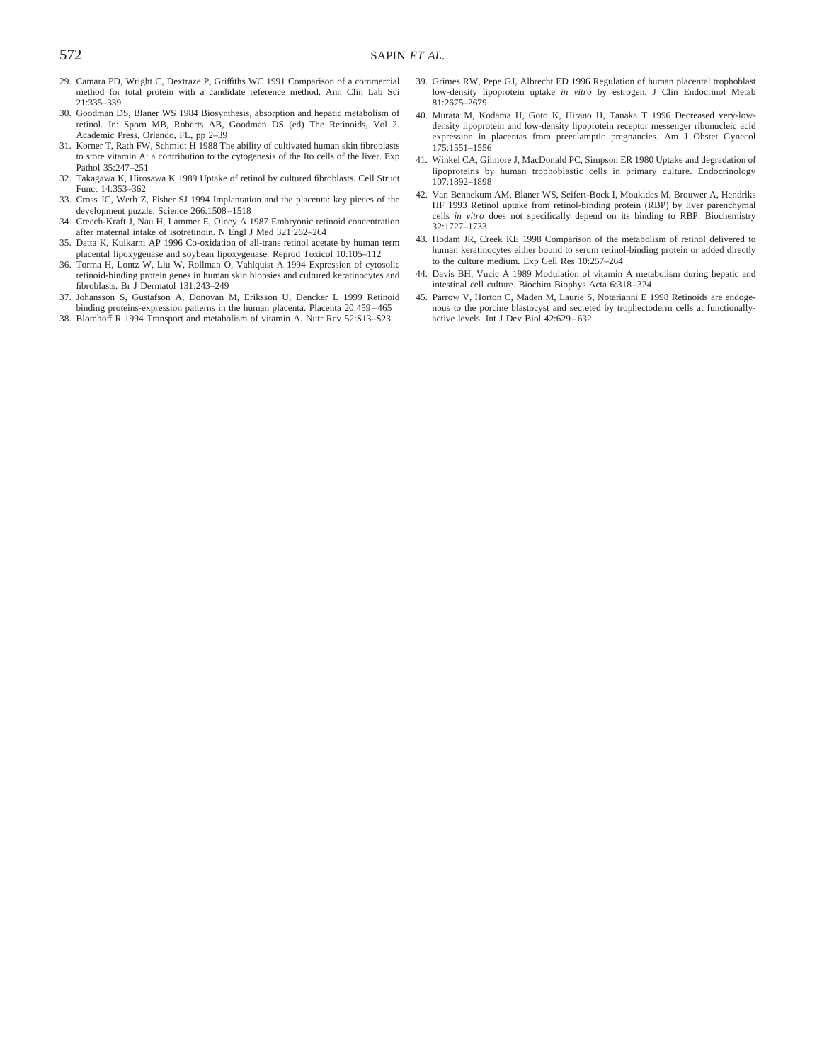29. Camara PD, Wright C, Dextraze P, Griffiths WC 1991 Comparison of a commercial method for total protein with a candidate reference method. Ann Clin Lab Sci 21:335–339
30. Goodman DS, Blaner WS 1984 Biosynthesis, absorption and hepatic metabolism of retinol. In: Sporn MB, Roberts AB, Goodman DS (ed) The Retinoids, Vol 2. Academic Press, Orlando, FL, pp 2–39
31. Korner T, Rath FW, Schmidt H 1988 The ability of cultivated human skin fibroblasts to store vitamin A: a contribution to the cytogenesis of the Ito cells of the liver. Exp Pathol 35:247–251
32. Takagawa K, Hirosawa K 1989 Uptake of retinol by cultured fibroblasts. Cell Struct Funct 14:353–362
33. Cross JC, Werb Z, Fisher SJ 1994 Implantation and the placenta: key pieces of the development puzzle. Science 266:1508–1518
34. Creech-Kraft J, Nau H, Lammer E, Olney A 1987 Embryonic retinoid concentration after maternal intake of isotretinoin. N Engl J Med 321:262–264
35. Datta K, Kulkarni AP 1996 Co-oxidation of all-trans retinol acetate by human term placental lipoxygenase and soybean lipoxygenase. Reprod Toxicol 10:105–112
36. Torma H, Lontz W, Liu W, Rollman O, Vahlquist A 1994 Expression of cytosolic retinoid-binding protein genes in human skin biopsies and cultured keratinocytes and fibroblasts. Br J Dermatol 131:243–249
37. Johansson S, Gustafson A, Donovan M, Eriksson U, Dencker L 1999 Retinoid binding proteins-expression patterns in the human placenta. Placenta 20:459–465
38. Blomhoff R 1994 Transport and metabolism of vitamin A. Nutr Rev 52:S13–S23
39. Grimes RW, Pepe GJ, Albrecht ED 1996 Regulation of human placental trophoblast low-density lipoprotein uptake *in vitro* by estrogen. J Clin Endocrinol Metab 81:2675–2679
40. Murata M, Kodama H, Goto K, Hirano H, Tanaka T 1996 Decreased very-low-density lipoprotein and low-density lipoprotein receptor messenger ribonucleic acid expression in placentas from preeclamptic pregnancies. Am J Obstet Gynecol 175:1551–1556
41. Winkel CA, Gilmore J, MacDonald PC, Simpson ER 1980 Uptake and degradation of lipoproteins by human trophoblastic cells in primary culture. Endocrinology 107:1892–1898
42. Van Bennekum AM, Blaner WS, Seifert-Bock I, Moukides M, Brouwer A, Hendriks HF 1993 Retinol uptake from retinol-binding protein (RBP) by liver parenchymal cells *in vitro* does not specifically depend on its binding to RBP. Biochemistry 32:1727–1733
43. Hodam JR, Creek KE 1998 Comparison of the metabolism of retinol delivered to human keratinocytes either bound to serum retinol-binding protein or added directly to the culture medium. Exp Cell Res 10:257–264
44. Davis BH, Vucic A 1989 Modulation of vitamin A metabolism during hepatic and intestinal cell culture. Biochim Biophys Acta 6:318–324
45. Parrow V, Horton C, Maden M, Laurie S, Notarianni E 1998 Retinoids are endogenous to the porcine blastocyst and secreted by trophectoderm cells at functionally-active levels. Int J Dev Biol 42:629–632